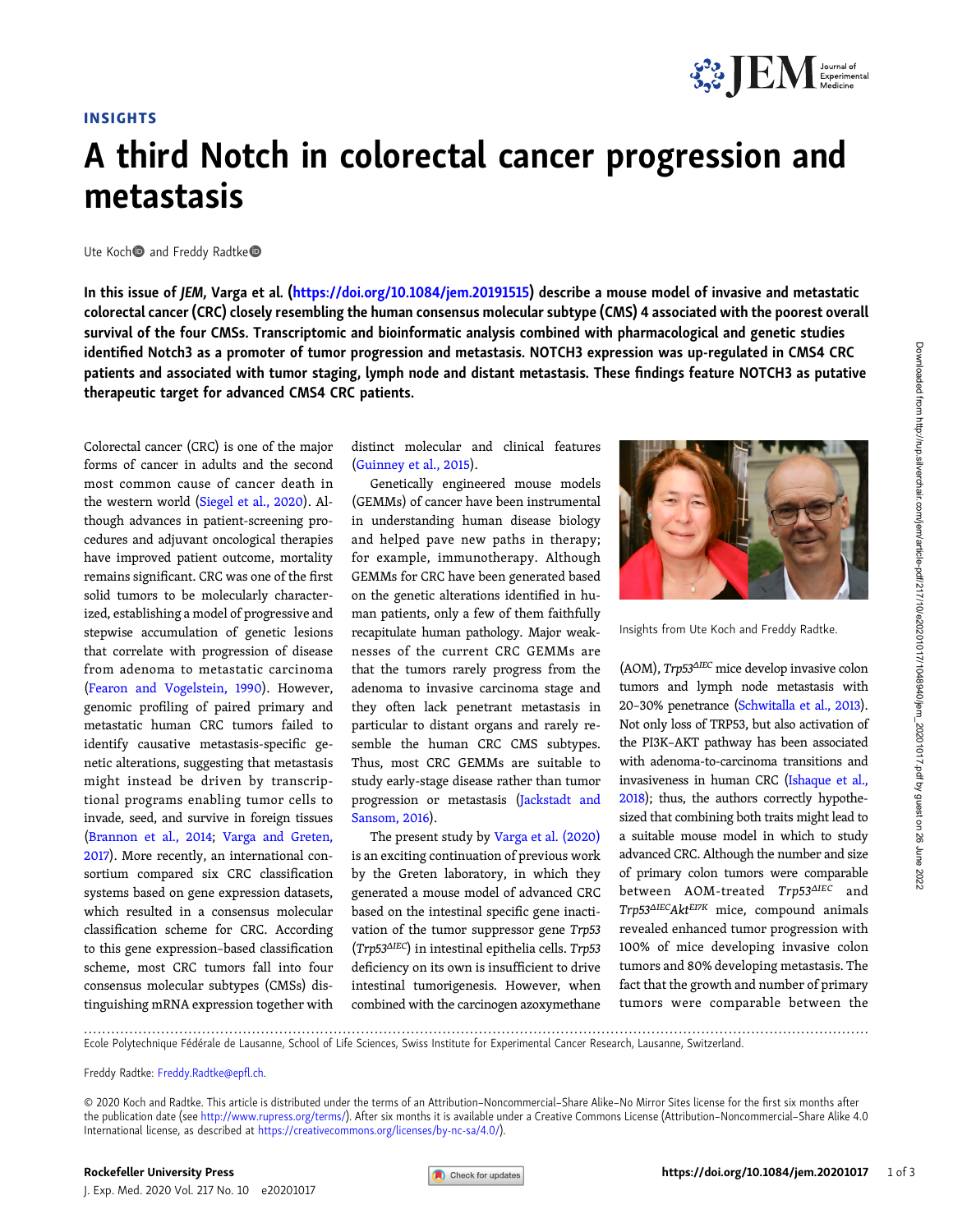INSIGHTS

# A third Notch in colorectal cancer progression and metastasis

Ute Koch and Freddy Radtke

**In this issue of *JEM*, Varga et al. (https://doi.org/10.1084/jem.20191515) describe a mouse model of invasive and metastatic colorectal cancer (CRC) closely resembling the human consensus molecular subtype (CMS) 4 associated with the poorest overall survival of the four CMSs. Transcriptomic and bioinformatic analysis combined with pharmacological and genetic studies identified Notch3 as a promoter of tumor progression and metastasis. NOTCH3 expression was up-regulated in CMS4 CRC patients and associated with tumor staging, lymph node and distant metastasis. These findings feature NOTCH3 as putative therapeutic target for advanced CMS4 CRC patients.**

Colorectal cancer (CRC) is one of the major forms of cancer in adults and the second most common cause of cancer death in the western world (Siegel et al., 2020). Although advances in patient-screening procedures and adjuvant oncological therapies have improved patient outcome, mortality remains significant. CRC was one of the first solid tumors to be molecularly characterized, establishing a model of progressive and stepwise accumulation of genetic lesions that correlate with progression of disease from adenoma to metastatic carcinoma (Fearon and Vogelstein, 1990). However, genomic profiling of paired primary and metastatic human CRC tumors failed to identify causative metastasis-specific genetic alterations, suggesting that metastasis might instead be driven by transcriptional programs enabling tumor cells to invade, seed, and survive in foreign tissues (Brannon et al., 2014; Varga and Greten, 2017). More recently, an international consortium compared six CRC classification systems based on gene expression datasets, which resulted in a consensus molecular classification scheme for CRC. According to this gene expression–based classification scheme, most CRC tumors fall into four consensus molecular subtypes (CMSs) distinguishing mRNA expression together with distinct molecular and clinical features (Guinney et al., 2015).

Genetically engineered mouse models (GEMMs) of cancer have been instrumental in understanding human disease biology and helped pave new paths in therapy; for example, immunotherapy. Although GEMMs for CRC have been generated based on the genetic alterations identified in human patients, only a few of them faithfully recapitulate human pathology. Major weaknesses of the current CRC GEMMs are that the tumors rarely progress from the adenoma to invasive carcinoma stage and they often lack penetrant metastasis in particular to distant organs and rarely resemble the human CRC CMS subtypes. Thus, most CRC GEMMs are suitable to study early-stage disease rather than tumor progression or metastasis (Jackstadt and Sansom, 2016).

The present study by Varga et al. (2020) is an exciting continuation of previous work by the Greten laboratory, in which they generated a mouse model of advanced CRC based on the intestinal specific gene inactivation of the tumor suppressor gene *Trp53* (*Trp53*$^{\Delta IEC}$) in intestinal epithelia cells. *Trp53* deficiency on its own is insufficient to drive intestinal tumorigenesis. However, when combined with the carcinogen azoxymethane (AOM), *Trp53*$^{\Delta IEC}$ mice develop invasive colon tumors and lymph node metastasis with 20–30% penetrance (Schwitalla et al., 2013). Not only loss of TRP53, but also activation of the PI3K–AKT pathway has been associated with adenoma-to-carcinoma transitions and invasiveness in human CRC (Ishaque et al., 2018); thus, the authors correctly hypothesized that combining both traits might lead to a suitable mouse model in which to study advanced CRC. Although the number and size of primary colon tumors were comparable between AOM-treated *Trp53*$^{\Delta IEC}$ and *Trp53*$^{\Delta IEC}$*Akt*$^{E17K}$ mice, compound animals revealed enhanced tumor progression with 100% of mice developing invasive colon tumors and 80% developing metastasis. The fact that the growth and number of primary tumors were comparable between the

Insights from Ute Koch and Freddy Radtke.

Ecole Polytechnique Fédérale de Lausanne, School of Life Sciences, Swiss Institute for Experimental Cancer Research, Lausanne, Switzerland.

Freddy Radtke: Freddy.Radtke@epfl.ch.

© 2020 Koch and Radtke. This article is distributed under the terms of an Attribution–Noncommercial–Share Alike–No Mirror Sites license for the first six months after the publication date (see http://www.rupress.org/terms/). After six months it is available under a Creative Commons License (Attribution–Noncommercial–Share Alike 4.0 International license, as described at https://creativecommons.org/licenses/by-nc-sa/4.0/).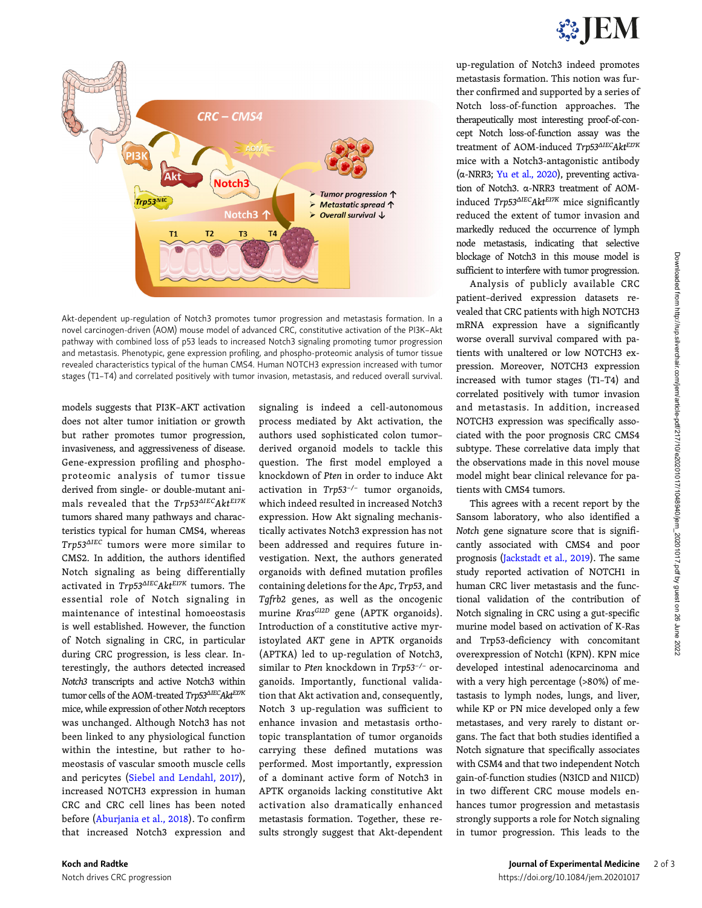Akt-dependent up-regulation of Notch3 promotes tumor progression and metastasis formation. In a novel carcinogen-driven (AOM) mouse model of advanced CRC, constitutive activation of the PI3K–Akt pathway with combined loss of p53 leads to increased Notch3 signaling promoting tumor progression and metastasis. Phenotypic, gene expression profiling, and phospho-proteomic analysis of tumor tissue revealed characteristics typical of the human CMS4. Human NOTCH3 expression increased with tumor stages (T1–T4) and correlated positively with tumor invasion, metastasis, and reduced overall survival.

models suggests that PI3K–AKT activation does not alter tumor initiation or growth but rather promotes tumor progression, invasiveness, and aggressiveness of disease. Gene-expression profiling and phospho-proteomic analysis of tumor tissue derived from single- or double-mutant animals revealed that the *Trp53*$^{\Delta IEC}$*Akt*$^{E17K}$ tumors shared many pathways and characteristics typical for human CMS4, whereas *Trp53*$^{\Delta IEC}$ tumors were more similar to CMS2. In addition, the authors identified Notch signaling as being differentially activated in *Trp53*$^{\Delta IEC}$*Akt*$^{E17K}$ tumors. The essential role of Notch signaling in maintenance of intestinal homoeostasis is well established. However, the function of Notch signaling in CRC, in particular during CRC progression, is less clear. Interestingly, the authors detected increased *Notch3* transcripts and active Notch3 within tumor cells of the AOM-treated *Trp53*$^{\Delta IEC}$*Akt*$^{E17K}$ mice, while expression of other *Notch* receptors was unchanged. Although Notch3 has not been linked to any physiological function within the intestine, but rather to homeostasis of vascular smooth muscle cells and pericytes (Siebel and Lendahl, 2017), increased NOTCH3 expression in human CRC and CRC cell lines has been noted before (Aburjania et al., 2018). To confirm that increased Notch3 expression and signaling is indeed a cell-autonomous process mediated by Akt activation, the authors used sophisticated colon tumor–derived organoid models to tackle this question. The first model employed a knockdown of *Pten* in order to induce Akt activation in *Trp53*$^{-/-}$ tumor organoids, which indeed resulted in increased Notch3 expression. How Akt signaling mechanistically activates Notch3 expression has not been addressed and requires future investigation. Next, the authors generated organoids with defined mutation profiles containing deletions for the *Apc*, *Trp53*, and *Tgfrb2* genes, as well as the oncogenic murine *Kras*$^{G12D}$ gene (APTK organoids). Introduction of a constitutive active myristoylated *AKT* gene in APTK organoids (APTKA) led to up-regulation of Notch3, similar to *Pten* knockdown in *Trp53*$^{-/-}$ organoids. Importantly, functional validation that Akt activation and, consequently, Notch 3 up-regulation was sufficient to enhance invasion and metastasis orthotopic transplantation of tumor organoids carrying these defined mutations was performed. Most importantly, expression of a dominant active form of Notch3 in APTK organoids lacking constitutive Akt activation also dramatically enhanced metastasis formation. Together, these results strongly suggest that Akt-dependent up-regulation of Notch3 indeed promotes metastasis formation. This notion was further confirmed and supported by a series of Notch loss-of-function approaches. The therapeutically most interesting proof-of-concept Notch loss-of-function assay was the treatment of AOM-induced *Trp53*$^{\Delta IEC}$*Akt*$^{E17K}$ mice with a Notch3-antagonistic antibody (α-NRR3; Yu et al., 2020), preventing activation of Notch3. α-NRR3 treatment of AOM-induced *Trp53*$^{\Delta IEC}$*Akt*$^{E17K}$ mice significantly reduced the extent of tumor invasion and markedly reduced the occurrence of lymph node metastasis, indicating that selective blockage of Notch3 in this mouse model is sufficient to interfere with tumor progression.

Analysis of publicly available CRC patient-derived expression datasets revealed that CRC patients with high NOTCH3 mRNA expression have a significantly worse overall survival compared with patients with unaltered or low NOTCH3 expression. Moreover, NOTCH3 expression increased with tumor stages (T1–T4) and correlated positively with tumor invasion and metastasis. In addition, increased NOTCH3 expression was specifically associated with the poor prognosis CRC CMS4 subtype. These correlative data imply that the observations made in this novel mouse model might bear clinical relevance for patients with CMS4 tumors.

This agrees with a recent report by the Sansom laboratory, who also identified a *Notch* gene signature score that is significantly associated with CMS4 and poor prognosis (Jackstadt et al., 2019). The same study reported activation of NOTCH1 in human CRC liver metastasis and the functional validation of the contribution of Notch signaling in CRC using a gut-specific murine model based on activation of K-Ras and Trp53-deficiency with concomitant overexpression of Notch1 (KPN). KPN mice developed intestinal adenocarcinoma and with a very high percentage (>80%) of metastasis to lymph nodes, lungs, and liver, while KP or PN mice developed only a few metastases, and very rarely to distant organs. The fact that both studies identified a Notch signature that specifically associates with CSM4 and that two independent Notch gain-of-function studies (N3ICD and N1ICD) in two different CRC mouse models enhances tumor progression and metastasis strongly supports a role for Notch signaling in tumor progression. This leads to the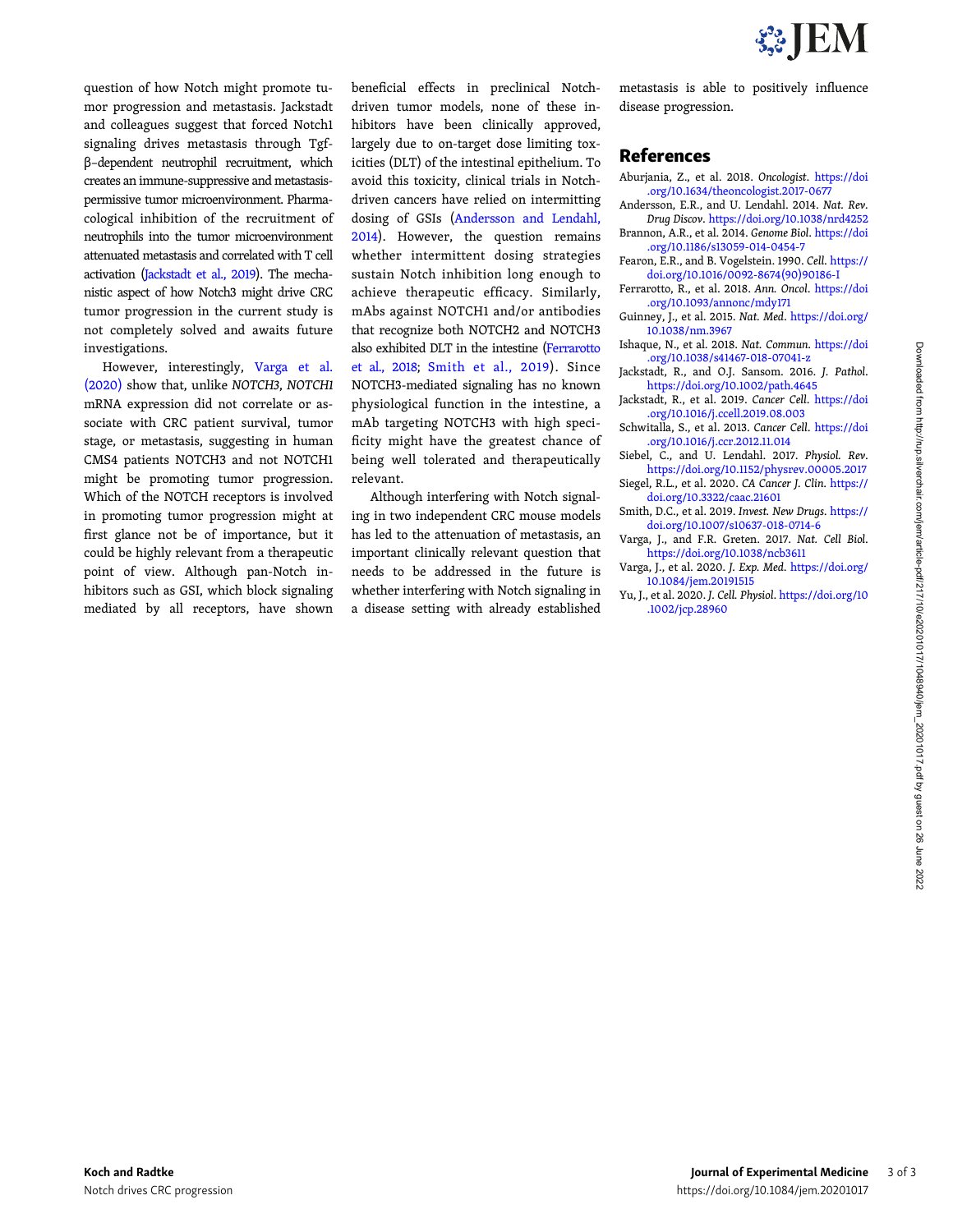question of how Notch might promote tumor progression and metastasis. Jackstadt and colleagues suggest that forced Notch1 signaling drives metastasis through Tgf-β–dependent neutrophil recruitment, which creates an immune-suppressive and metastasis-permissive tumor microenvironment. Pharmacological inhibition of the recruitment of neutrophils into the tumor microenvironment attenuated metastasis and correlated with T cell activation (Jackstadt et al., 2019). The mechanistic aspect of how Notch3 might drive CRC tumor progression in the current study is not completely solved and awaits future investigations.

However, interestingly, Varga et al. (2020) show that, unlike *NOTCH3*, *NOTCH1* mRNA expression did not correlate or associate with CRC patient survival, tumor stage, or metastasis, suggesting in human CMS4 patients NOTCH3 and not NOTCH1 might be promoting tumor progression. Which of the NOTCH receptors is involved in promoting tumor progression might at first glance not be of importance, but it could be highly relevant from a therapeutic point of view. Although pan-Notch inhibitors such as GSI, which block signaling mediated by all receptors, have shown beneficial effects in preclinical Notch-driven tumor models, none of these inhibitors have been clinically approved, largely due to on-target dose limiting toxicities (DLT) of the intestinal epithelium. To avoid this toxicity, clinical trials in Notch-driven cancers have relied on intermitting dosing of GSIs (Andersson and Lendahl, 2014). However, the question remains whether intermittent dosing strategies sustain Notch inhibition long enough to achieve therapeutic efficacy. Similarly, mAbs against NOTCH1 and/or antibodies that recognize both NOTCH2 and NOTCH3 also exhibited DLT in the intestine (Ferrarotto et al., 2018; Smith et al., 2019). Since NOTCH3-mediated signaling has no known physiological function in the intestine, a mAb targeting NOTCH3 with high specificity might have the greatest chance of being well tolerated and therapeutically relevant.

Although interfering with Notch signaling in two independent CRC mouse models has led to the attenuation of metastasis, an important clinically relevant question that needs to be addressed in the future is whether interfering with Notch signaling in a disease setting with already established metastasis is able to positively influence disease progression.

## References

Aburjania, Z., et al. 2018. *Oncologist*. https://doi.org/10.1634/theoncologist.2017-0677

Andersson, E.R., and U. Lendahl. 2014. *Nat. Rev. Drug Discov*. https://doi.org/10.1038/nrd4252

Brannon, A.R., et al. 2014. *Genome Biol*. https://doi.org/10.1186/s13059-014-0454-7

Fearon, E.R., and B. Vogelstein. 1990. *Cell*. https://doi.org/10.1016/0092-8674(90)90186-I

Ferrarotto, R., et al. 2018. *Ann. Oncol*. https://doi.org/10.1093/annonc/mdy171

Guinney, J., et al. 2015. *Nat. Med*. https://doi.org/10.1038/nm.3967

Ishaque, N., et al. 2018. *Nat. Commun*. https://doi.org/10.1038/s41467-018-07041-z

Jackstadt, R., and O.J. Sansom. 2016. *J. Pathol*. https://doi.org/10.1002/path.4645

Jackstadt, R., et al. 2019. *Cancer Cell*. https://doi.org/10.1016/j.ccell.2019.08.003

Schwitalla, S., et al. 2013. *Cancer Cell*. https://doi.org/10.1016/j.ccr.2012.11.014

Siebel, C., and U. Lendahl. 2017. *Physiol. Rev*. https://doi.org/10.1152/physrev.00005.2017

Siegel, R.L., et al. 2020. *CA Cancer J. Clin*. https://doi.org/10.3322/caac.21601

Smith, D.C., et al. 2019. *Invest. New Drugs*. https://doi.org/10.1007/s10637-018-0714-6

Varga, J., and F.R. Greten. 2017. *Nat. Cell Biol*. https://doi.org/10.1038/ncb3611

Varga, J., et al. 2020. *J. Exp. Med*. https://doi.org/10.1084/jem.20191515

Yu, J., et al. 2020. *J. Cell. Physiol*. https://doi.org/10.1002/jcp.28960